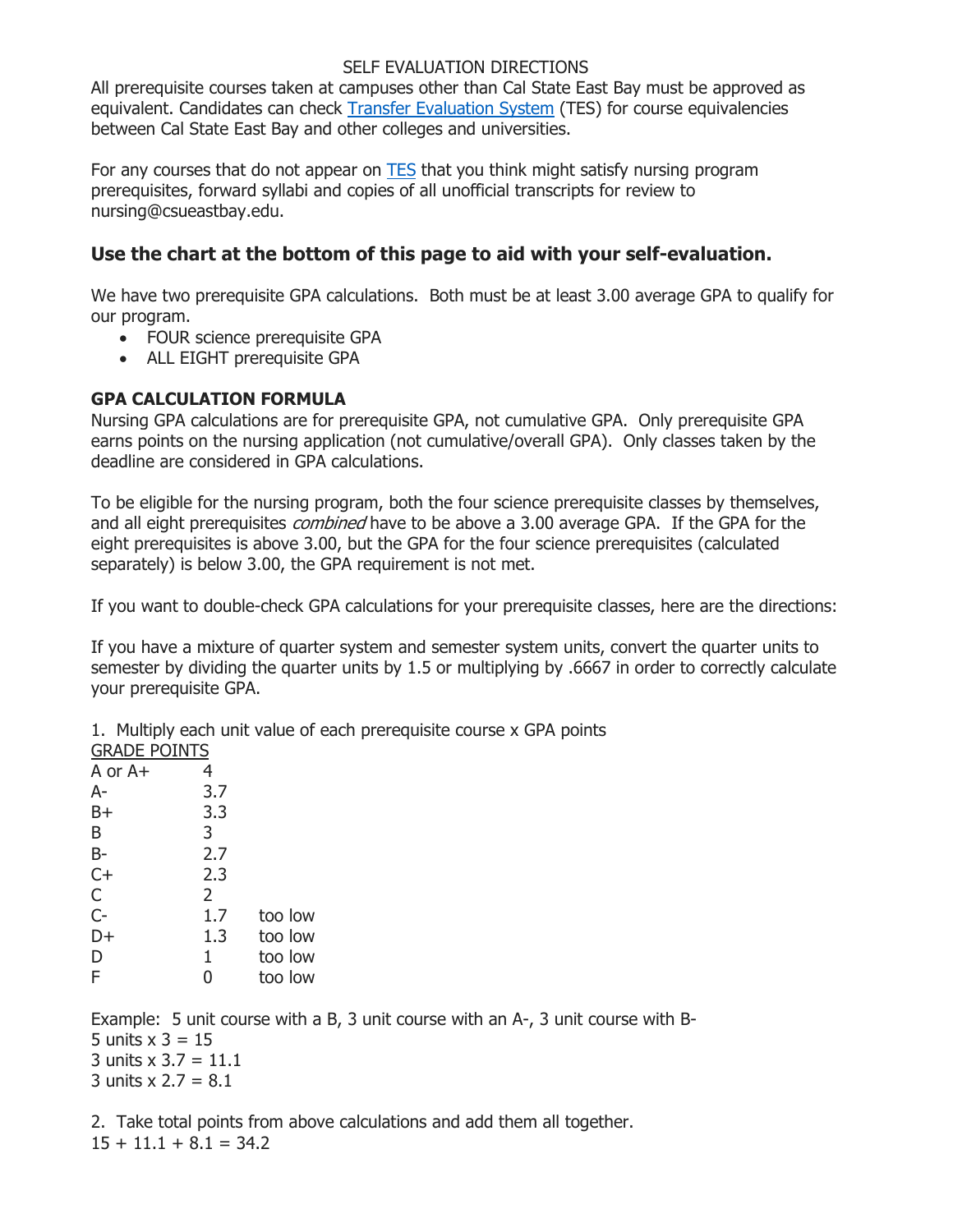SELF EVALUATION DIRECTIONS

All prerequisite courses taken at campuses other than Cal State East Bay must be approved as equivalent. Candidates can check [Transfer Evaluation System](#) (TES) for course equivalencies between Cal State East Bay and other colleges and universities.

For any courses that do not appear on [TES](#) that you think might satisfy nursing program prerequisites, forward syllabi and copies of all unofficial transcripts for review to nursing@csueastbay.edu.

## Use the chart at the bottom of this page to aid with your self-evaluation.

We have two prerequisite GPA calculations. Both must be at least 3.00 average GPA to qualify for our program.

- FOUR science prerequisite GPA
- ALL EIGHT prerequisite GPA

**GPA CALCULATION FORMULA**

Nursing GPA calculations are for prerequisite GPA, not cumulative GPA. Only prerequisite GPA earns points on the nursing application (not cumulative/overall GPA). Only classes taken by the deadline are considered in GPA calculations.

To be eligible for the nursing program, both the four science prerequisite classes by themselves, and all eight prerequisites *combined* have to be above a 3.00 average GPA. If the GPA for the eight prerequisites is above 3.00, but the GPA for the four science prerequisites (calculated separately) is below 3.00, the GPA requirement is not met.

If you want to double-check GPA calculations for your prerequisite classes, here are the directions:

If you have a mixture of quarter system and semester system units, convert the quarter units to semester by dividing the quarter units by 1.5 or multiplying by .6667 in order to correctly calculate your prerequisite GPA.

1. Multiply each unit value of each prerequisite course x GPA points

<u>GRADE POINTS</u>

| | | |
|---|---|---|
| A or A+ | 4 | |
| A- | 3.7 | |
| B+ | 3.3 | |
| B | 3 | |
| B- | 2.7 | |
| C+ | 2.3 | |
| C | 2 | |
| C- | 1.7 | too low |
| D+ | 1.3 | too low |
| D | 1 | too low |
| F | 0 | too low |

Example: 5 unit course with a B, 3 unit course with an A-, 3 unit course with B-

5 units x 3 = 15

3 units x 3.7 = 11.1

3 units x 2.7 = 8.1

2. Take total points from above calculations and add them all together.

15 + 11.1 + 8.1 = 34.2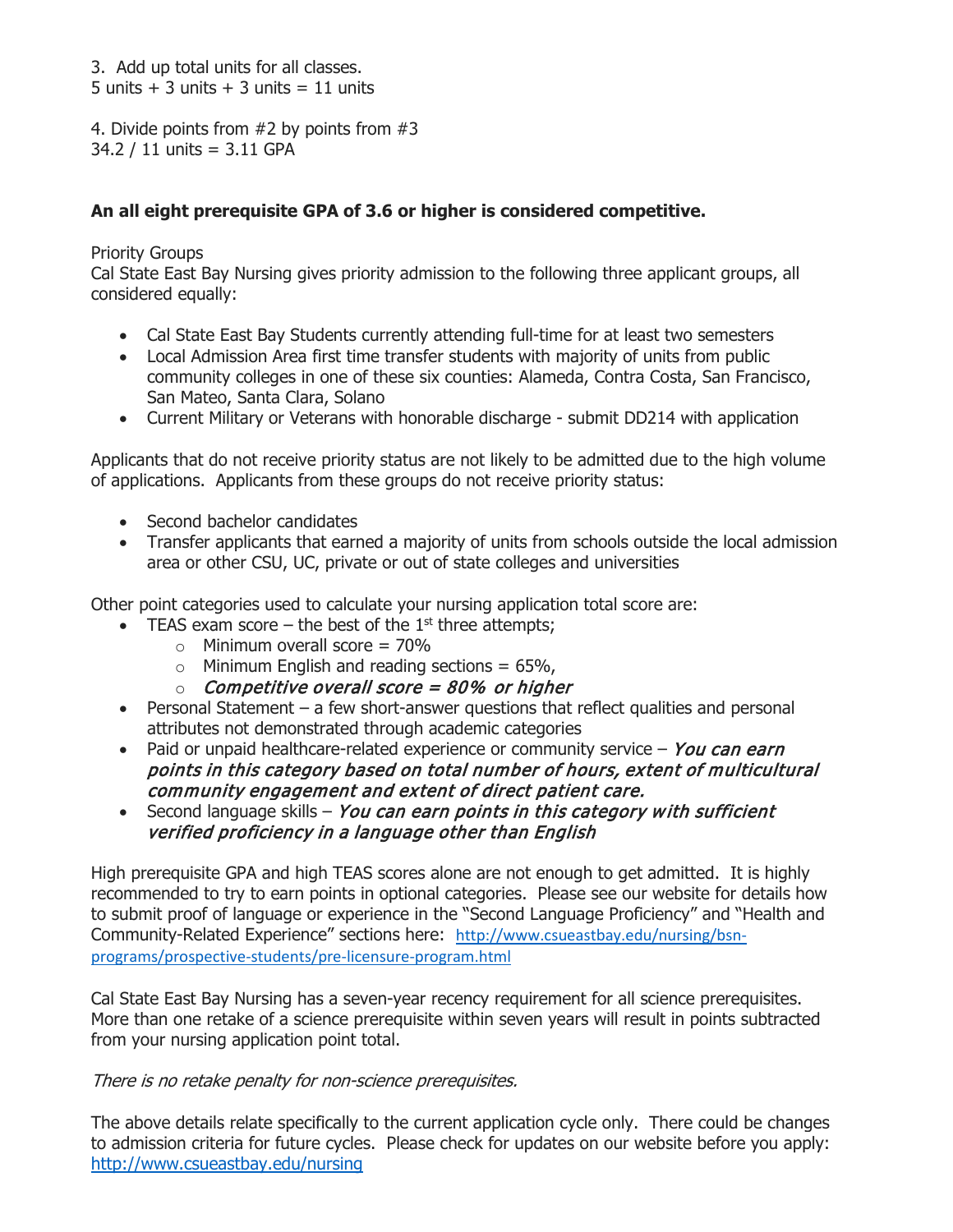3. Add up total units for all classes.
5 units + 3 units + 3 units = 11 units

4. Divide points from #2 by points from #3
34.2 / 11 units = 3.11 GPA

**An all eight prerequisite GPA of 3.6 or higher is considered competitive.**

Priority Groups
Cal State East Bay Nursing gives priority admission to the following three applicant groups, all considered equally:

- Cal State East Bay Students currently attending full-time for at least two semesters
- Local Admission Area first time transfer students with majority of units from public community colleges in one of these six counties: Alameda, Contra Costa, San Francisco, San Mateo, Santa Clara, Solano
- Current Military or Veterans with honorable discharge - submit DD214 with application

Applicants that do not receive priority status are not likely to be admitted due to the high volume of applications. Applicants from these groups do not receive priority status:

- Second bachelor candidates
- Transfer applicants that earned a majority of units from schools outside the local admission area or other CSU, UC, private or out of state colleges and universities

Other point categories used to calculate your nursing application total score are:

- TEAS exam score – the best of the 1st three attempts;
  - Minimum overall score = 70%
  - Minimum English and reading sections = 65%,
  - *Competitive overall score = 80% or higher*
- Personal Statement – a few short-answer questions that reflect qualities and personal attributes not demonstrated through academic categories
- Paid or unpaid healthcare-related experience or community service – *You can earn points in this category based on total number of hours, extent of multicultural community engagement and extent of direct patient care.*
- Second language skills – *You can earn points in this category with sufficient verified proficiency in a language other than English*

High prerequisite GPA and high TEAS scores alone are not enough to get admitted. It is highly recommended to try to earn points in optional categories. Please see our website for details how to submit proof of language or experience in the "Second Language Proficiency" and "Health and Community-Related Experience" sections here: [http://www.csueastbay.edu/nursing/bsn-programs/prospective-students/pre-licensure-program.html](http://www.csueastbay.edu/nursing/bsn-programs/prospective-students/pre-licensure-program.html)

Cal State East Bay Nursing has a seven-year recency requirement for all science prerequisites. More than one retake of a science prerequisite within seven years will result in points subtracted from your nursing application point total.

*There is no retake penalty for non-science prerequisites.*

The above details relate specifically to the current application cycle only. There could be changes to admission criteria for future cycles. Please check for updates on our website before you apply: [http://www.csueastbay.edu/nursing](http://www.csueastbay.edu/nursing)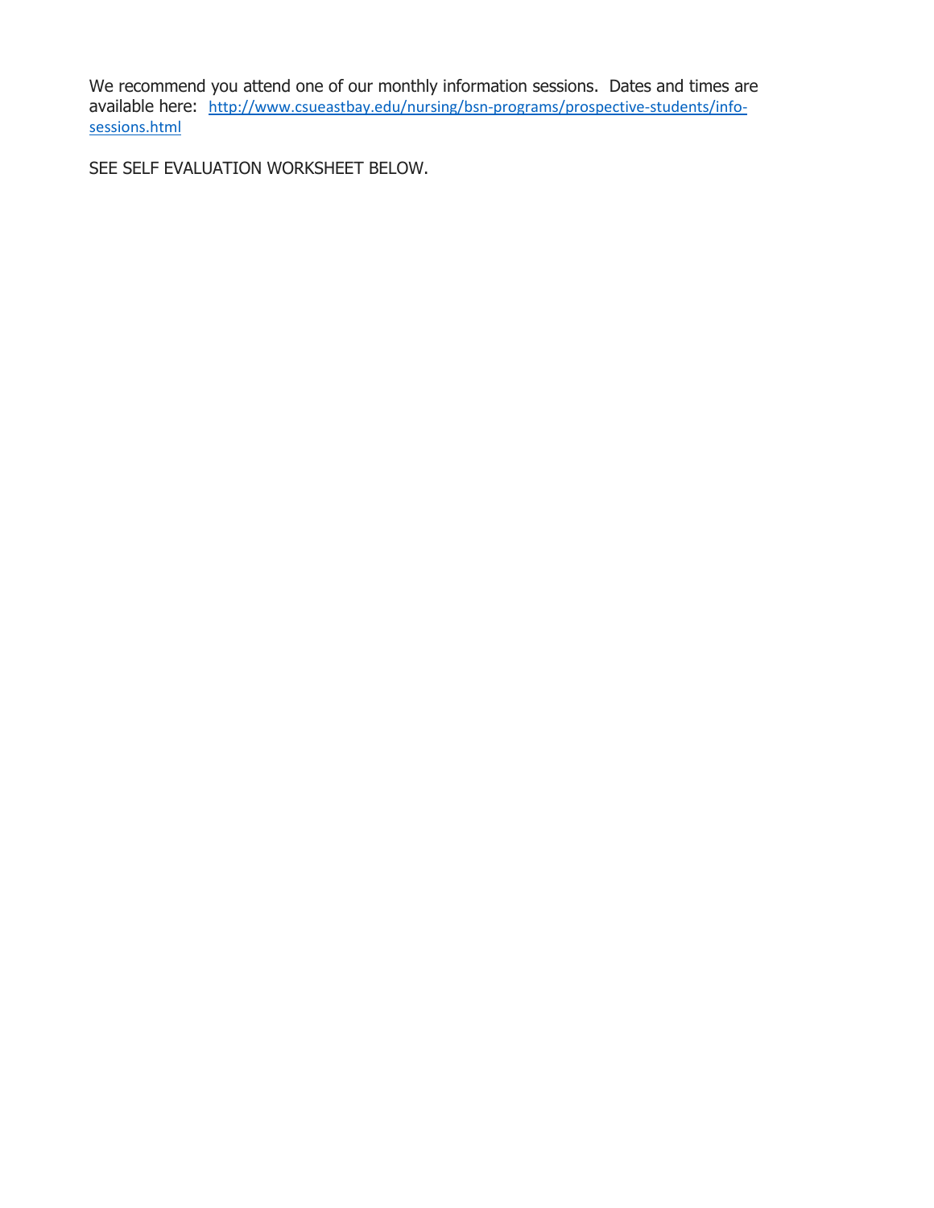We recommend you attend one of our monthly information sessions. Dates and times are available here: [http://www.csueastbay.edu/nursing/bsn-programs/prospective-students/info-sessions.html](http://www.csueastbay.edu/nursing/bsn-programs/prospective-students/info-sessions.html)

SEE SELF EVALUATION WORKSHEET BELOW.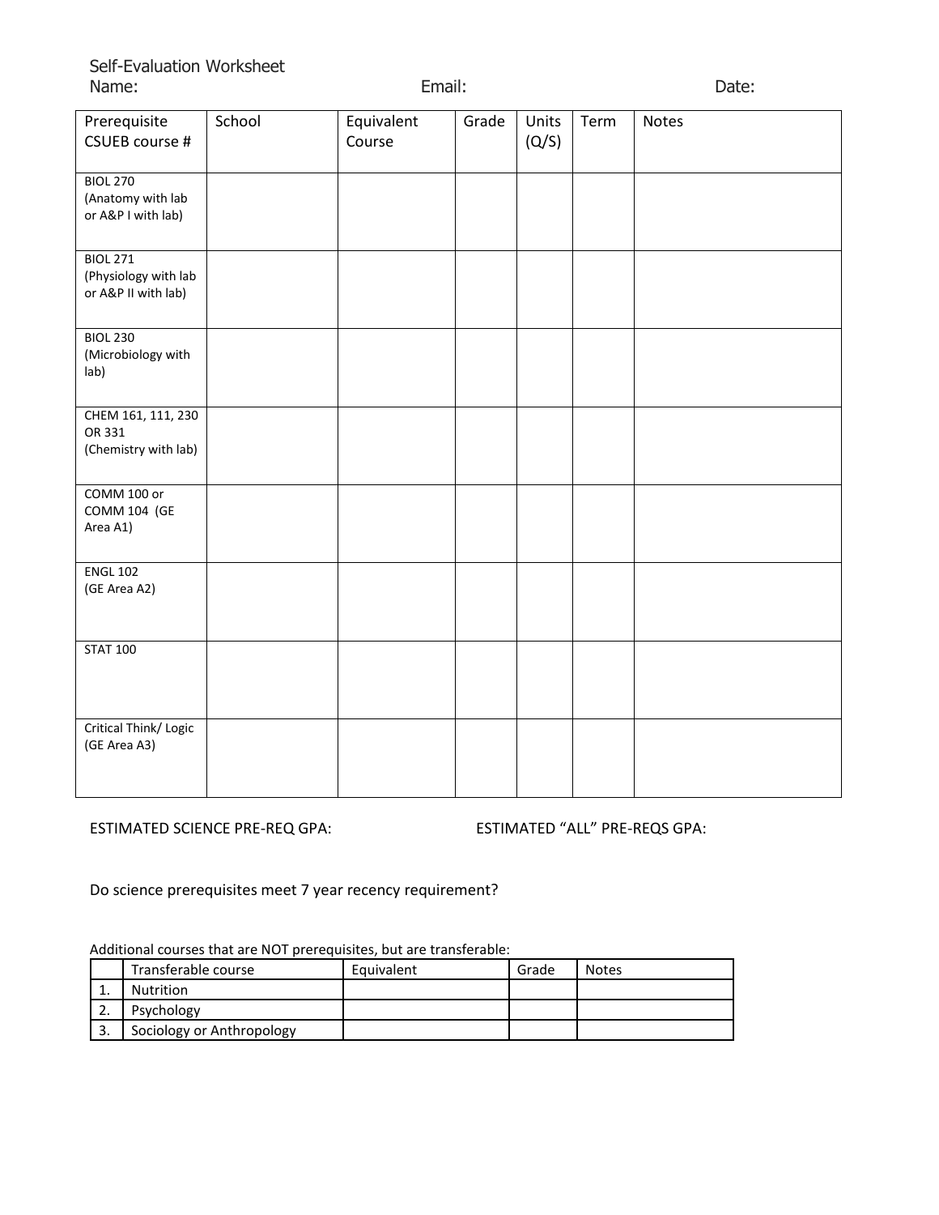Self-Evaluation Worksheet

Name: Email: Date:

| Prerequisite CSUEB course # | School | Equivalent Course | Grade | Units (Q/S) | Term | Notes |
|---|---|---|---|---|---|---|
| BIOL 270 (Anatomy with lab or A&P I with lab) | | | | | | |
| BIOL 271 (Physiology with lab or A&P II with lab) | | | | | | |
| BIOL 230 (Microbiology with lab) | | | | | | |
| CHEM 161, 111, 230 OR 331 (Chemistry with lab) | | | | | | |
| COMM 100 or COMM 104 (GE Area A1) | | | | | | |
| ENGL 102 (GE Area A2) | | | | | | |
| STAT 100 | | | | | | |
| Critical Think/ Logic (GE Area A3) | | | | | | |

ESTIMATED SCIENCE PRE-REQ GPA: ESTIMATED “ALL” PRE-REQS GPA:

Do science prerequisites meet 7 year recency requirement?

Additional courses that are NOT prerequisites, but are transferable:

| | Transferable course | Equivalent | Grade | Notes |
|---|---|---|---|---|
| 1. | Nutrition | | | |
| 2. | Psychology | | | |
| 3. | Sociology or Anthropology | | | |